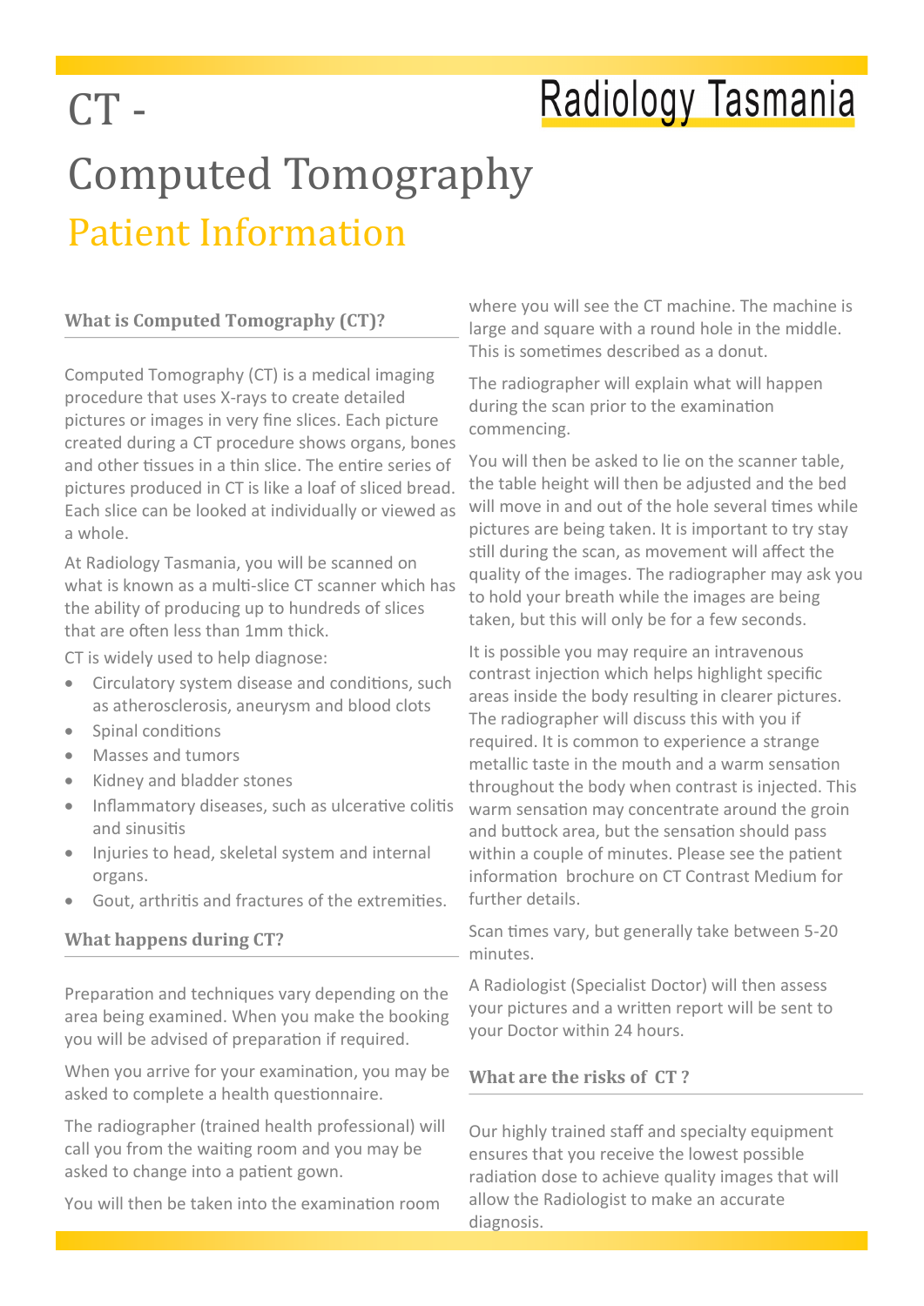Radiology Tasmania

# CT - Computed Tomography

## Patient Information

### What is Computed Tomography (CT)?

Computed Tomography (CT) is a medical imaging procedure that uses X-rays to create detailed pictures or images in very fine slices. Each picture created during a CT procedure shows organs, bones and other tissues in a thin slice. The entire series of pictures produced in CT is like a loaf of sliced bread. Each slice can be looked at individually or viewed as a whole.

At Radiology Tasmania, you will be scanned on what is known as a multi-slice CT scanner which has the ability of producing up to hundreds of slices that are often less than 1mm thick.

CT is widely used to help diagnose:

- Circulatory system disease and conditions, such as atherosclerosis, aneurysm and blood clots
- Spinal conditions
- Masses and tumors
- Kidney and bladder stones
- Inflammatory diseases, such as ulcerative colitis and sinusitis
- Injuries to head, skeletal system and internal organs.
- Gout, arthritis and fractures of the extremities.

### What happens during CT?

Preparation and techniques vary depending on the area being examined. When you make the booking you will be advised of preparation if required.

When you arrive for your examination, you may be asked to complete a health questionnaire.

The radiographer (trained health professional) will call you from the waiting room and you may be asked to change into a patient gown.

You will then be taken into the examination room where you will see the CT machine. The machine is large and square with a round hole in the middle. This is sometimes described as a donut.

The radiographer will explain what will happen during the scan prior to the examination commencing.

You will then be asked to lie on the scanner table, the table height will then be adjusted and the bed will move in and out of the hole several times while pictures are being taken. It is important to try stay still during the scan, as movement will affect the quality of the images. The radiographer may ask you to hold your breath while the images are being taken, but this will only be for a few seconds.

It is possible you may require an intravenous contrast injection which helps highlight specific areas inside the body resulting in clearer pictures. The radiographer will discuss this with you if required. It is common to experience a strange metallic taste in the mouth and a warm sensation throughout the body when contrast is injected. This warm sensation may concentrate around the groin and buttock area, but the sensation should pass within a couple of minutes. Please see the patient information brochure on CT Contrast Medium for further details.

Scan times vary, but generally take between 5-20 minutes.

A Radiologist (Specialist Doctor) will then assess your pictures and a written report will be sent to your Doctor within 24 hours.

### What are the risks of CT ?

Our highly trained staff and specialty equipment ensures that you receive the lowest possible radiation dose to achieve quality images that will allow the Radiologist to make an accurate diagnosis.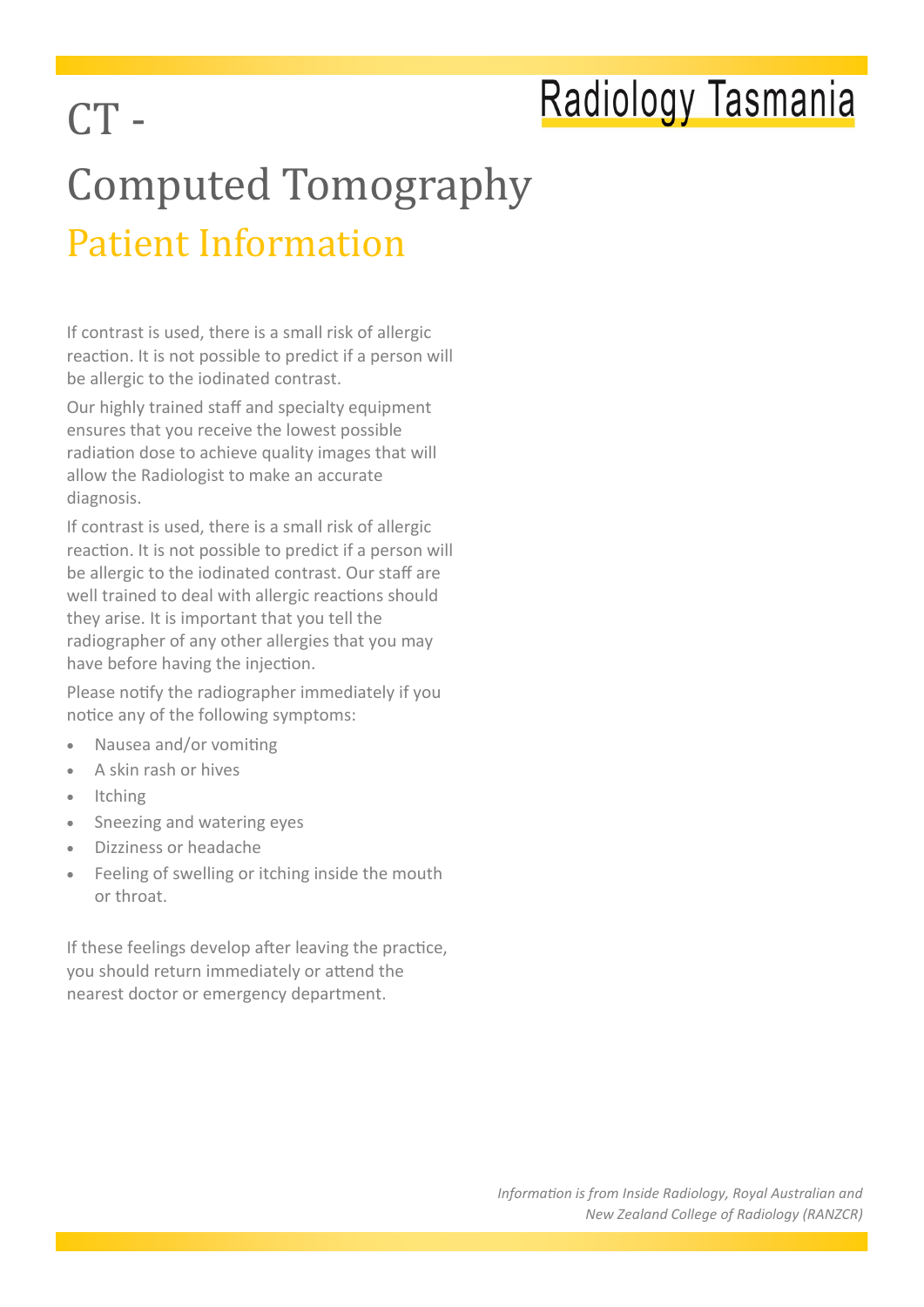Radiology Tasmania

# CT - Computed Tomography

## Patient Information

If contrast is used, there is a small risk of allergic reaction. It is not possible to predict if a person will be allergic to the iodinated contrast.

Our highly trained staff and specialty equipment ensures that you receive the lowest possible radiation dose to achieve quality images that will allow the Radiologist to make an accurate diagnosis.

If contrast is used, there is a small risk of allergic reaction. It is not possible to predict if a person will be allergic to the iodinated contrast. Our staff are well trained to deal with allergic reactions should they arise. It is important that you tell the radiographer of any other allergies that you may have before having the injection.

Please notify the radiographer immediately if you notice any of the following symptoms:

- Nausea and/or vomiting
- A skin rash or hives
- Itching
- Sneezing and watering eyes
- Dizziness or headache
- Feeling of swelling or itching inside the mouth or throat.

If these feelings develop after leaving the practice, you should return immediately or attend the nearest doctor or emergency department.

*Information is from Inside Radiology, Royal Australian and New Zealand College of Radiology (RANZCR)*